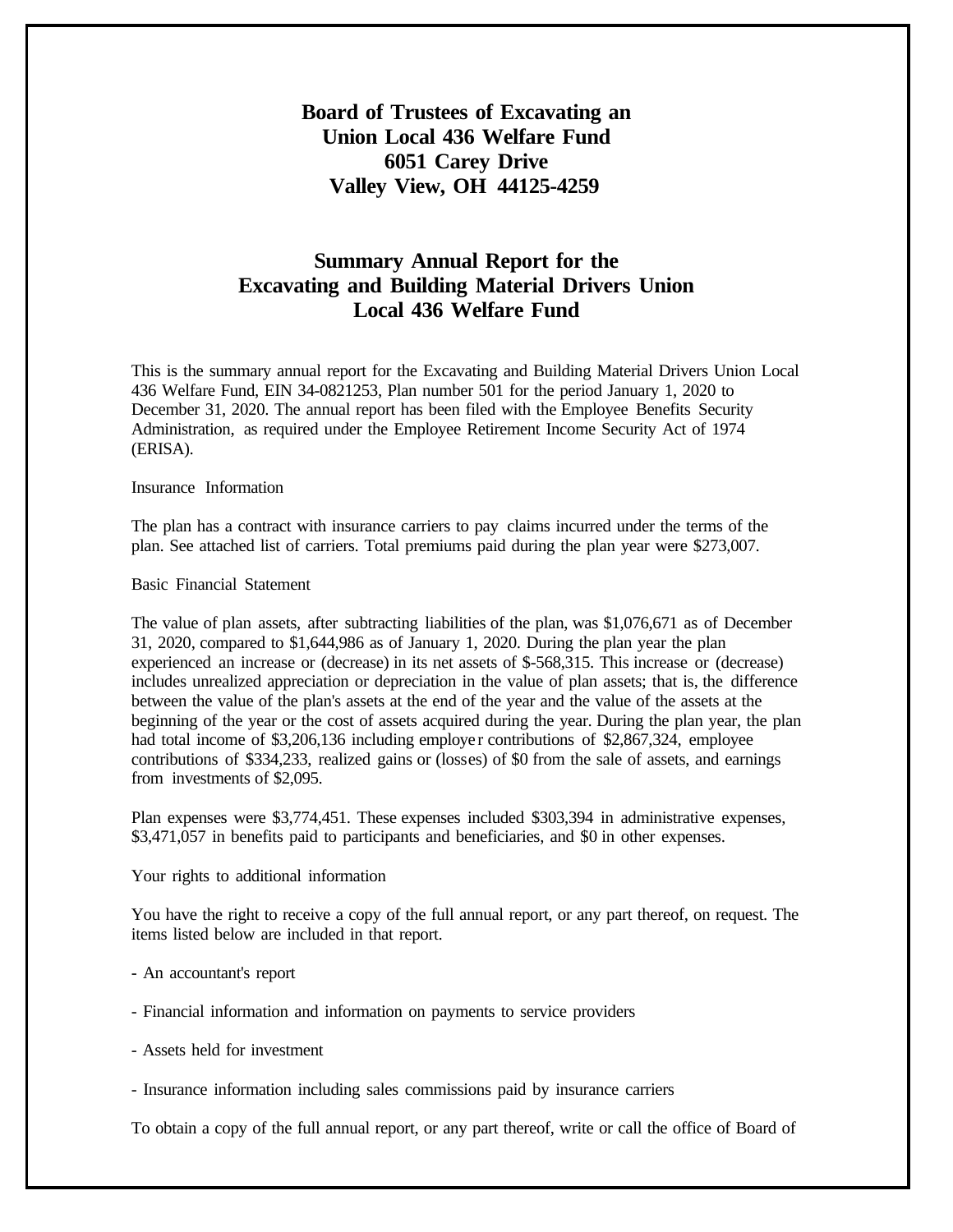**Board of Trustees of Excavating an**
**Union Local 436 Welfare Fund**
**6051 Carey Drive**
**Valley View, OH 44125-4259**

# Summary Annual Report for the Excavating and Building Material Drivers Union Local 436 Welfare Fund

This is the summary annual report for the Excavating and Building Material Drivers Union Local 436 Welfare Fund, EIN 34-0821253, Plan number 501 for the period January 1, 2020 to December 31, 2020. The annual report has been filed with the Employee Benefits Security Administration, as required under the Employee Retirement Income Security Act of 1974 (ERISA).

Insurance Information

The plan has a contract with insurance carriers to pay claims incurred under the terms of the plan. See attached list of carriers. Total premiums paid during the plan year were $273,007.

Basic Financial Statement

The value of plan assets, after subtracting liabilities of the plan, was $1,076,671 as of December 31, 2020, compared to $1,644,986 as of January 1, 2020. During the plan year the plan experienced an increase or (decrease) in its net assets of $-568,315. This increase or (decrease) includes unrealized appreciation or depreciation in the value of plan assets; that is, the difference between the value of the plan's assets at the end of the year and the value of the assets at the beginning of the year or the cost of assets acquired during the year. During the plan year, the plan had total income of $3,206,136 including employer contributions of $2,867,324, employee contributions of $334,233, realized gains or (losses) of $0 from the sale of assets, and earnings from investments of $2,095.

Plan expenses were $3,774,451. These expenses included $303,394 in administrative expenses, $3,471,057 in benefits paid to participants and beneficiaries, and $0 in other expenses.

Your rights to additional information

You have the right to receive a copy of the full annual report, or any part thereof, on request. The items listed below are included in that report.

- An accountant's report

- Financial information and information on payments to service providers

- Assets held for investment

- Insurance information including sales commissions paid by insurance carriers

To obtain a copy of the full annual report, or any part thereof, write or call the office of Board of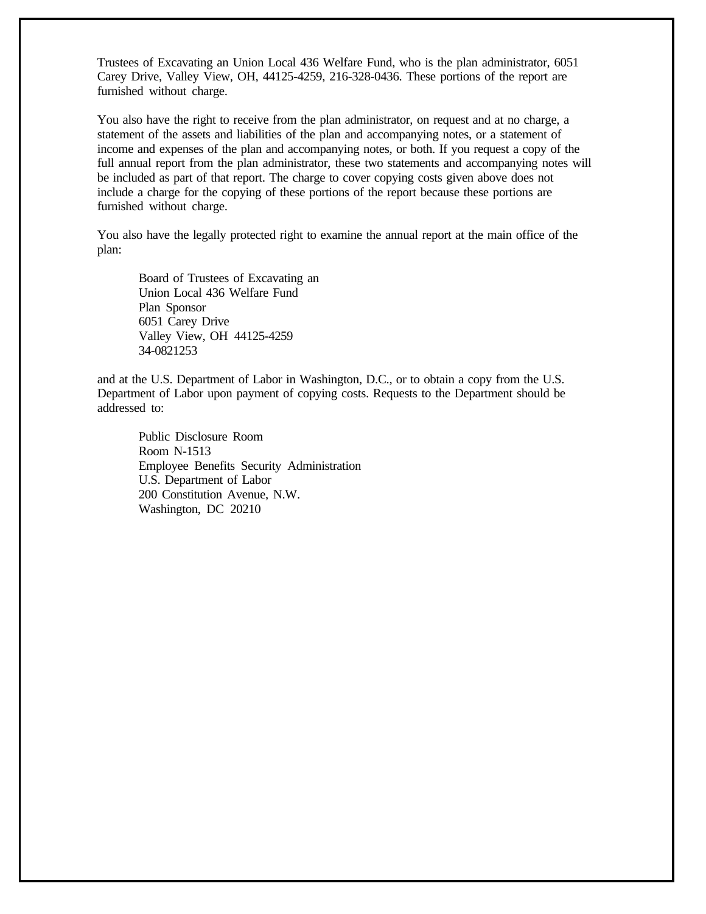Trustees of Excavating an Union Local 436 Welfare Fund, who is the plan administrator, 6051 Carey Drive, Valley View, OH, 44125-4259, 216-328-0436. These portions of the report are furnished without charge.

You also have the right to receive from the plan administrator, on request and at no charge, a statement of the assets and liabilities of the plan and accompanying notes, or a statement of income and expenses of the plan and accompanying notes, or both. If you request a copy of the full annual report from the plan administrator, these two statements and accompanying notes will be included as part of that report. The charge to cover copying costs given above does not include a charge for the copying of these portions of the report because these portions are furnished without charge.

You also have the legally protected right to examine the annual report at the main office of the plan:

Board of Trustees of Excavating an  
Union Local 436 Welfare Fund  
Plan Sponsor  
6051 Carey Drive  
Valley View, OH 44125-4259  
34-0821253

and at the U.S. Department of Labor in Washington, D.C., or to obtain a copy from the U.S. Department of Labor upon payment of copying costs. Requests to the Department should be addressed to:

Public Disclosure Room  
Room N-1513  
Employee Benefits Security Administration  
U.S. Department of Labor  
200 Constitution Avenue, N.W.  
Washington, DC 20210